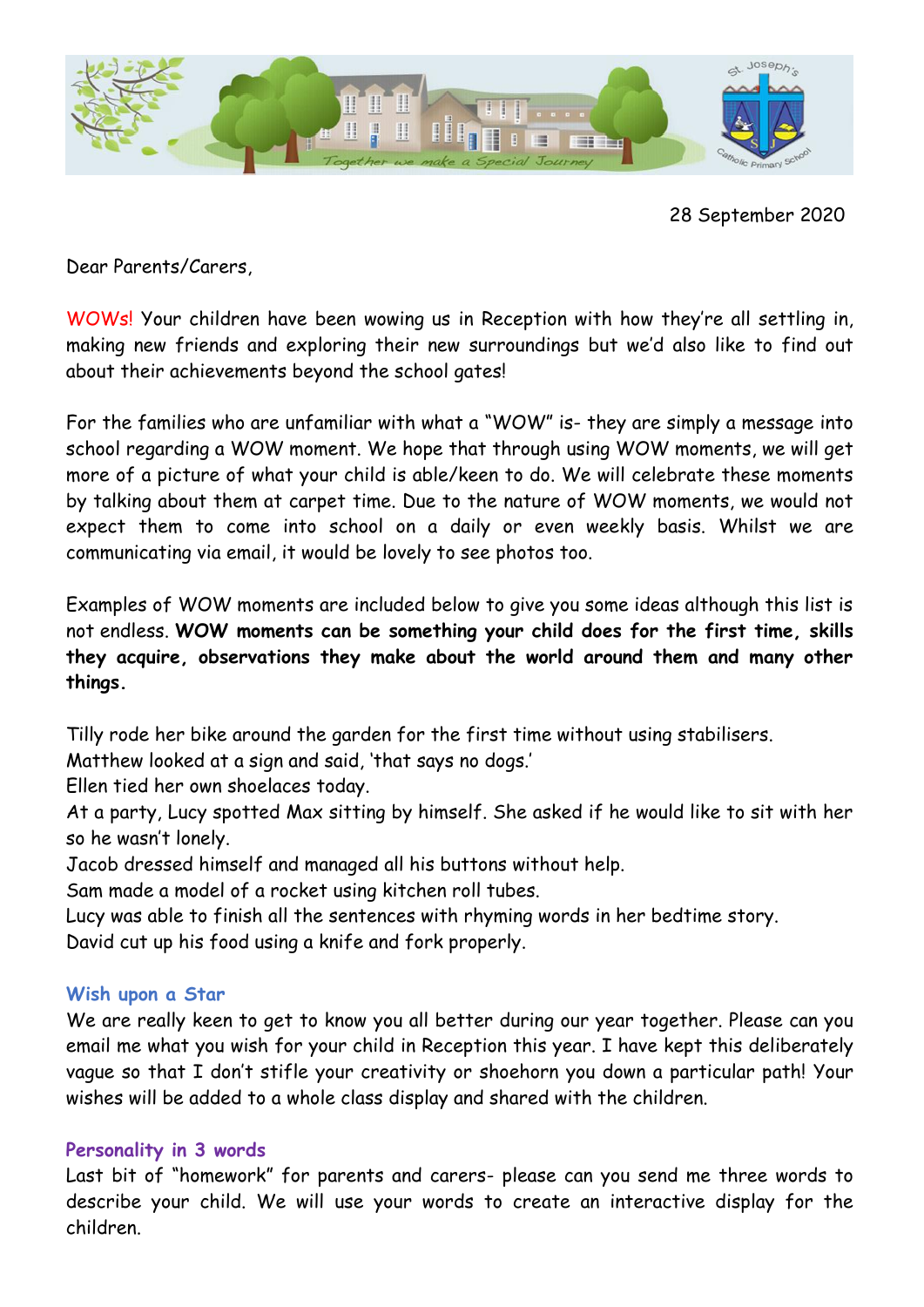28 September 2020

Dear Parents/Carers,

WOWs! Your children have been wowing us in Reception with how they're all settling in, making new friends and exploring their new surroundings but we'd also like to find out about their achievements beyond the school gates!

For the families who are unfamiliar with what a "WOW" is- they are simply a message into school regarding a WOW moment. We hope that through using WOW moments, we will get more of a picture of what your child is able/keen to do. We will celebrate these moments by talking about them at carpet time. Due to the nature of WOW moments, we would not expect them to come into school on a daily or even weekly basis. Whilst we are communicating via email, it would be lovely to see photos too.

Examples of WOW moments are included below to give you some ideas although this list is not endless. **WOW moments can be something your child does for the first time, skills they acquire, observations they make about the world around them and many other things.**

Tilly rode her bike around the garden for the first time without using stabilisers.
Matthew looked at a sign and said, 'that says no dogs.'
Ellen tied her own shoelaces today.
At a party, Lucy spotted Max sitting by himself. She asked if he would like to sit with her so he wasn't lonely.
Jacob dressed himself and managed all his buttons without help.
Sam made a model of a rocket using kitchen roll tubes.
Lucy was able to finish all the sentences with rhyming words in her bedtime story.
David cut up his food using a knife and fork properly.

### Wish upon a Star

We are really keen to get to know you all better during our year together. Please can you email me what you wish for your child in Reception this year. I have kept this deliberately vague so that I don't stifle your creativity or shoehorn you down a particular path! Your wishes will be added to a whole class display and shared with the children.

### Personality in 3 words

Last bit of "homework" for parents and carers- please can you send me three words to describe your child. We will use your words to create an interactive display for the children.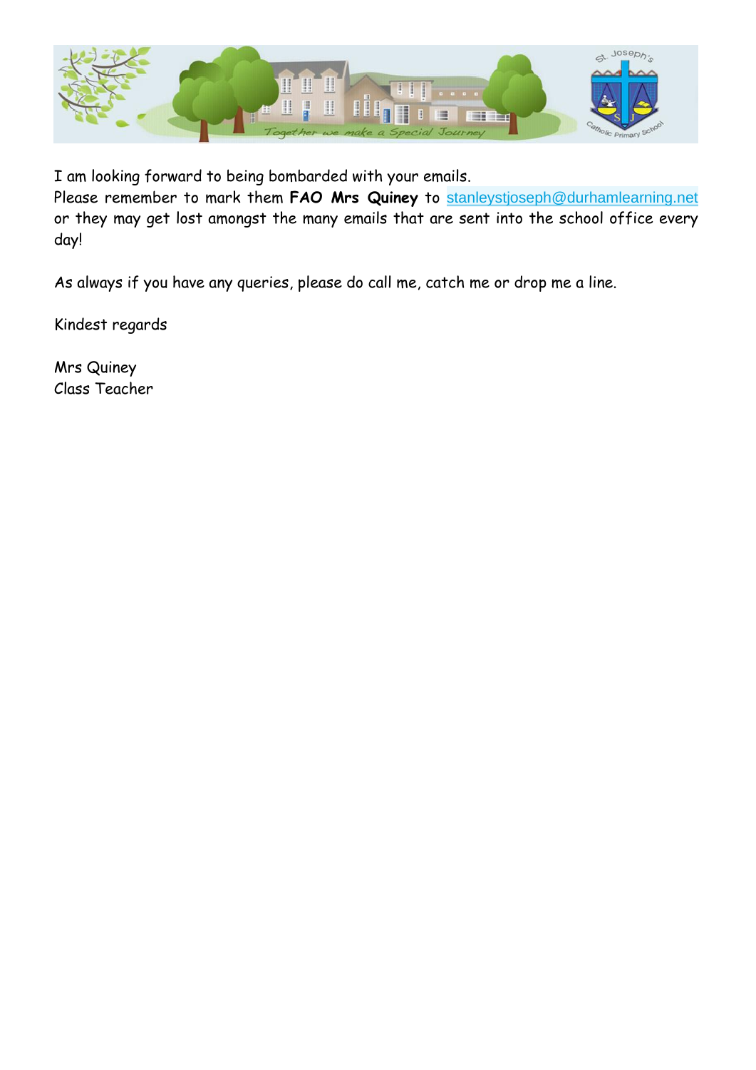I am looking forward to being bombarded with your emails.
Please remember to mark them **FAO Mrs Quiney** to stanleystjoseph@durhamlearning.net or they may get lost amongst the many emails that are sent into the school office every day!

As always if you have any queries, please do call me, catch me or drop me a line.

Kindest regards

Mrs Quiney
Class Teacher